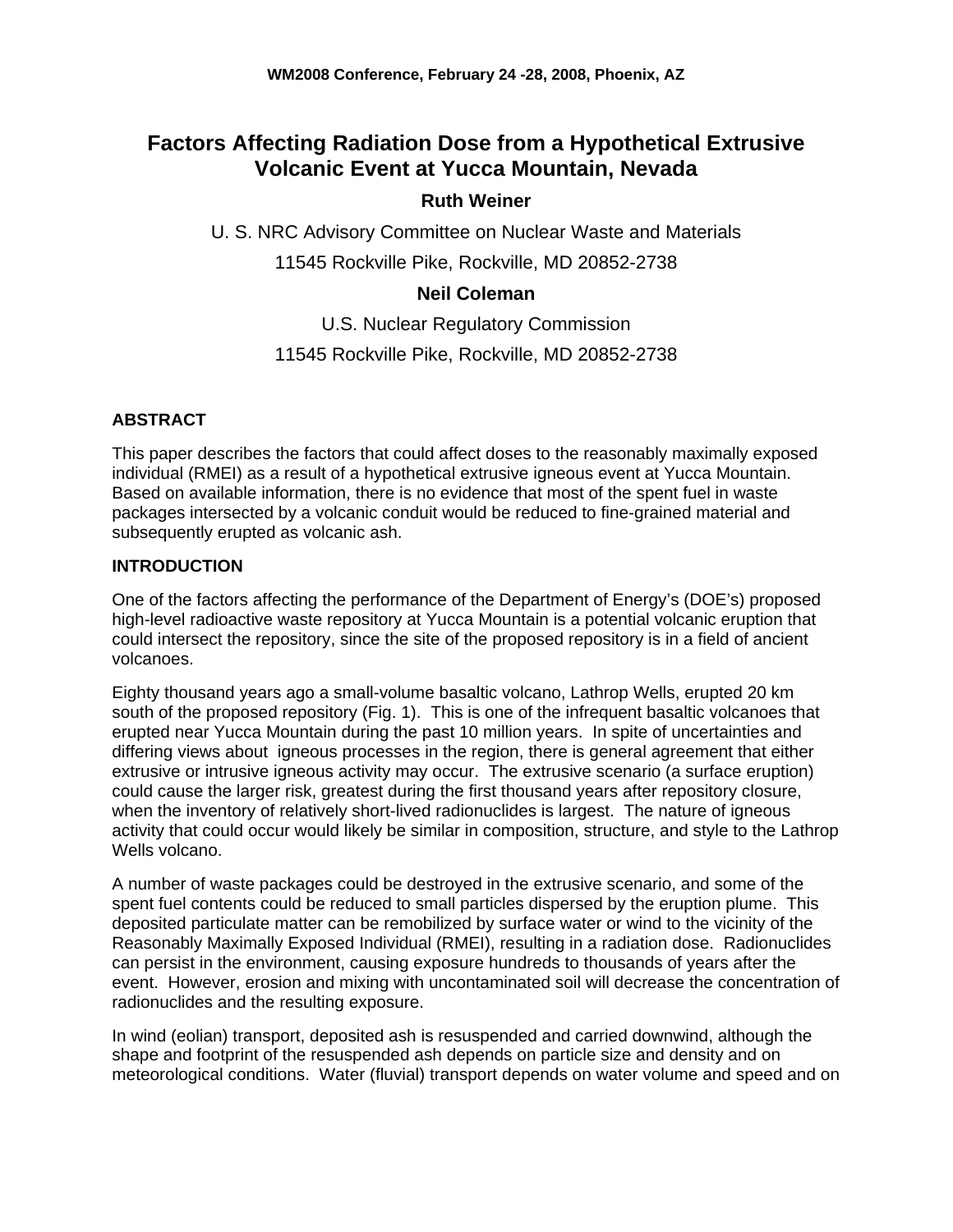# Factors Affecting Radiation Dose from a Hypothetical Extrusive Volcanic Event at Yucca Mountain, Nevada

**Ruth Weiner**

U. S. NRC Advisory Committee on Nuclear Waste and Materials

11545 Rockville Pike, Rockville, MD 20852-2738

**Neil Coleman**

U.S. Nuclear Regulatory Commission

11545 Rockville Pike, Rockville, MD 20852-2738

## ABSTRACT

This paper describes the factors that could affect doses to the reasonably maximally exposed individual (RMEI) as a result of a hypothetical extrusive igneous event at Yucca Mountain. Based on available information, there is no evidence that most of the spent fuel in waste packages intersected by a volcanic conduit would be reduced to fine-grained material and subsequently erupted as volcanic ash.

## INTRODUCTION

One of the factors affecting the performance of the Department of Energy's (DOE's) proposed high-level radioactive waste repository at Yucca Mountain is a potential volcanic eruption that could intersect the repository, since the site of the proposed repository is in a field of ancient volcanoes.

Eighty thousand years ago a small-volume basaltic volcano, Lathrop Wells, erupted 20 km south of the proposed repository (Fig. 1). This is one of the infrequent basaltic volcanoes that erupted near Yucca Mountain during the past 10 million years. In spite of uncertainties and differing views about igneous processes in the region, there is general agreement that either extrusive or intrusive igneous activity may occur. The extrusive scenario (a surface eruption) could cause the larger risk, greatest during the first thousand years after repository closure, when the inventory of relatively short-lived radionuclides is largest. The nature of igneous activity that could occur would likely be similar in composition, structure, and style to the Lathrop Wells volcano.

A number of waste packages could be destroyed in the extrusive scenario, and some of the spent fuel contents could be reduced to small particles dispersed by the eruption plume. This deposited particulate matter can be remobilized by surface water or wind to the vicinity of the Reasonably Maximally Exposed Individual (RMEI), resulting in a radiation dose. Radionuclides can persist in the environment, causing exposure hundreds to thousands of years after the event. However, erosion and mixing with uncontaminated soil will decrease the concentration of radionuclides and the resulting exposure.

In wind (eolian) transport, deposited ash is resuspended and carried downwind, although the shape and footprint of the resuspended ash depends on particle size and density and on meteorological conditions. Water (fluvial) transport depends on water volume and speed and on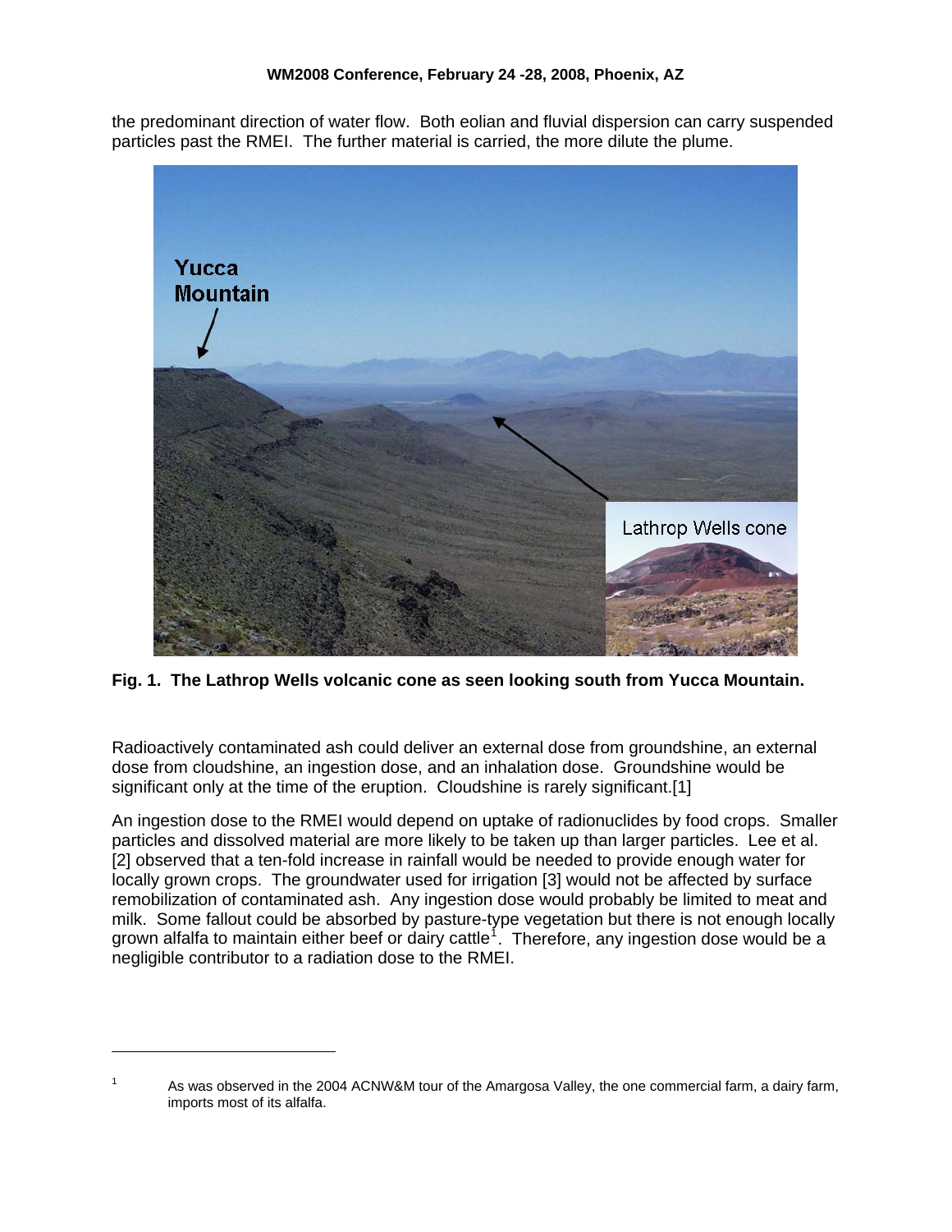the predominant direction of water flow. Both eolian and fluvial dispersion can carry suspended particles past the RMEI. The further material is carried, the more dilute the plume.

**Fig. 1. The Lathrop Wells volcanic cone as seen looking south from Yucca Mountain.**

Radioactively contaminated ash could deliver an external dose from groundshine, an external dose from cloudshine, an ingestion dose, and an inhalation dose. Groundshine would be significant only at the time of the eruption. Cloudshine is rarely significant.[1]

An ingestion dose to the RMEI would depend on uptake of radionuclides by food crops. Smaller particles and dissolved material are more likely to be taken up than larger particles. Lee et al. [2] observed that a ten-fold increase in rainfall would be needed to provide enough water for locally grown crops. The groundwater used for irrigation [3] would not be affected by surface remobilization of contaminated ash. Any ingestion dose would probably be limited to meat and milk. Some fallout could be absorbed by pasture-type vegetation but there is not enough locally grown alfalfa to maintain either beef or dairy cattle[1]. Therefore, any ingestion dose would be a negligible contributor to a radiation dose to the RMEI.

---

1 As was observed in the 2004 ACNW&M tour of the Amargosa Valley, the one commercial farm, a dairy farm, imports most of its alfalfa.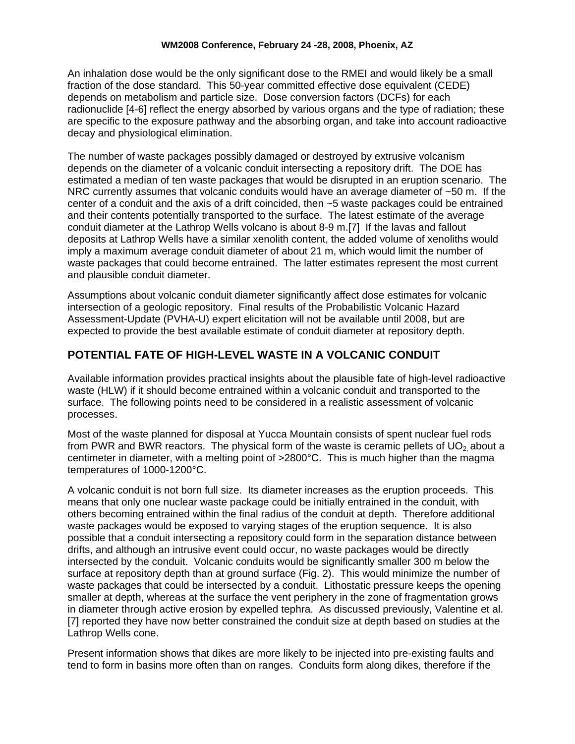An inhalation dose would be the only significant dose to the RMEI and would likely be a small fraction of the dose standard. This 50-year committed effective dose equivalent (CEDE) depends on metabolism and particle size. Dose conversion factors (DCFs) for each radionuclide [4-6] reflect the energy absorbed by various organs and the type of radiation; these are specific to the exposure pathway and the absorbing organ, and take into account radioactive decay and physiological elimination.

The number of waste packages possibly damaged or destroyed by extrusive volcanism depends on the diameter of a volcanic conduit intersecting a repository drift. The DOE has estimated a median of ten waste packages that would be disrupted in an eruption scenario. The NRC currently assumes that volcanic conduits would have an average diameter of ~50 m. If the center of a conduit and the axis of a drift coincided, then ~5 waste packages could be entrained and their contents potentially transported to the surface. The latest estimate of the average conduit diameter at the Lathrop Wells volcano is about 8-9 m.[7] If the lavas and fallout deposits at Lathrop Wells have a similar xenolith content, the added volume of xenoliths would imply a maximum average conduit diameter of about 21 m, which would limit the number of waste packages that could become entrained. The latter estimates represent the most current and plausible conduit diameter.

Assumptions about volcanic conduit diameter significantly affect dose estimates for volcanic intersection of a geologic repository. Final results of the Probabilistic Volcanic Hazard Assessment-Update (PVHA-U) expert elicitation will not be available until 2008, but are expected to provide the best available estimate of conduit diameter at repository depth.

## POTENTIAL FATE OF HIGH-LEVEL WASTE IN A VOLCANIC CONDUIT

Available information provides practical insights about the plausible fate of high-level radioactive waste (HLW) if it should become entrained within a volcanic conduit and transported to the surface. The following points need to be considered in a realistic assessment of volcanic processes.

Most of the waste planned for disposal at Yucca Mountain consists of spent nuclear fuel rods from PWR and BWR reactors. The physical form of the waste is ceramic pellets of $UO_2$, about a centimeter in diameter, with a melting point of >2800°C. This is much higher than the magma temperatures of 1000-1200°C.

A volcanic conduit is not born full size. Its diameter increases as the eruption proceeds. This means that only one nuclear waste package could be initially entrained in the conduit, with others becoming entrained within the final radius of the conduit at depth. Therefore additional waste packages would be exposed to varying stages of the eruption sequence. It is also possible that a conduit intersecting a repository could form in the separation distance between drifts, and although an intrusive event could occur, no waste packages would be directly intersected by the conduit. Volcanic conduits would be significantly smaller 300 m below the surface at repository depth than at ground surface (Fig. 2). This would minimize the number of waste packages that could be intersected by a conduit. Lithostatic pressure keeps the opening smaller at depth, whereas at the surface the vent periphery in the zone of fragmentation grows in diameter through active erosion by expelled tephra. As discussed previously, Valentine et al. [7] reported they have now better constrained the conduit size at depth based on studies at the Lathrop Wells cone.

Present information shows that dikes are more likely to be injected into pre-existing faults and tend to form in basins more often than on ranges. Conduits form along dikes, therefore if the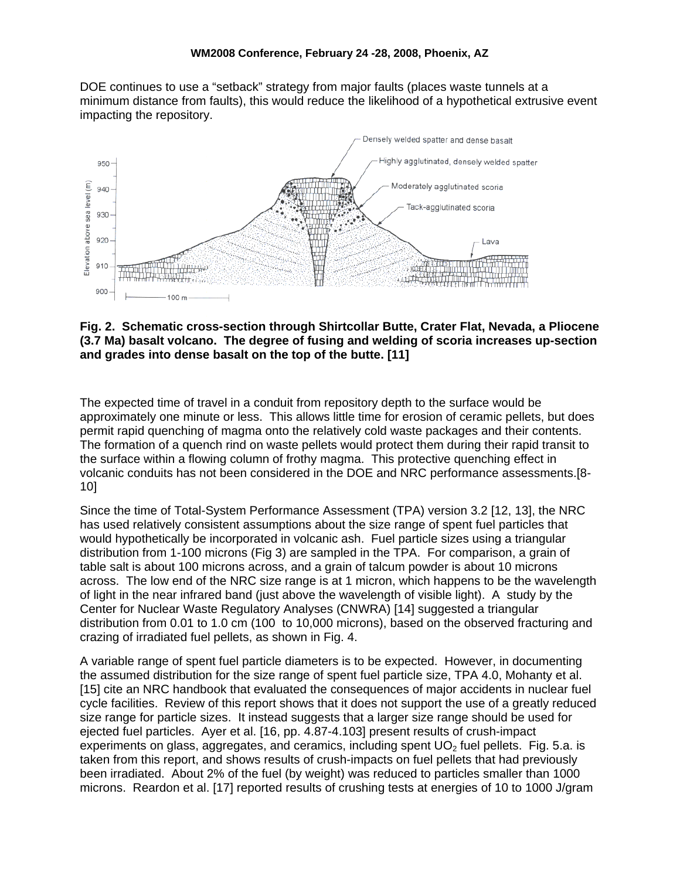DOE continues to use a "setback" strategy from major faults (places waste tunnels at a minimum distance from faults), this would reduce the likelihood of a hypothetical extrusive event impacting the repository.

**Fig. 2. Schematic cross-section through Shirtcollar Butte, Crater Flat, Nevada, a Pliocene (3.7 Ma) basalt volcano. The degree of fusing and welding of scoria increases up-section and grades into dense basalt on the top of the butte. [11]**

The expected time of travel in a conduit from repository depth to the surface would be approximately one minute or less. This allows little time for erosion of ceramic pellets, but does permit rapid quenching of magma onto the relatively cold waste packages and their contents. The formation of a quench rind on waste pellets would protect them during their rapid transit to the surface within a flowing column of frothy magma. This protective quenching effect in volcanic conduits has not been considered in the DOE and NRC performance assessments.[8-10]

Since the time of Total-System Performance Assessment (TPA) version 3.2 [12, 13], the NRC has used relatively consistent assumptions about the size range of spent fuel particles that would hypothetically be incorporated in volcanic ash. Fuel particle sizes using a triangular distribution from 1-100 microns (Fig 3) are sampled in the TPA. For comparison, a grain of table salt is about 100 microns across, and a grain of talcum powder is about 10 microns across. The low end of the NRC size range is at 1 micron, which happens to be the wavelength of light in the near infrared band (just above the wavelength of visible light). A study by the Center for Nuclear Waste Regulatory Analyses (CNWRA) [14] suggested a triangular distribution from 0.01 to 1.0 cm (100 to 10,000 microns), based on the observed fracturing and crazing of irradiated fuel pellets, as shown in Fig. 4.

A variable range of spent fuel particle diameters is to be expected. However, in documenting the assumed distribution for the size range of spent fuel particle size, TPA 4.0, Mohanty et al. [15] cite an NRC handbook that evaluated the consequences of major accidents in nuclear fuel cycle facilities. Review of this report shows that it does not support the use of a greatly reduced size range for particle sizes. It instead suggests that a larger size range should be used for ejected fuel particles. Ayer et al. [16, pp. 4.87-4.103] present results of crush-impact experiments on glass, aggregates, and ceramics, including spent $UO_2$ fuel pellets. Fig. 5.a. is taken from this report, and shows results of crush-impacts on fuel pellets that had previously been irradiated. About 2% of the fuel (by weight) was reduced to particles smaller than 1000 microns. Reardon et al. [17] reported results of crushing tests at energies of 10 to 1000 J/gram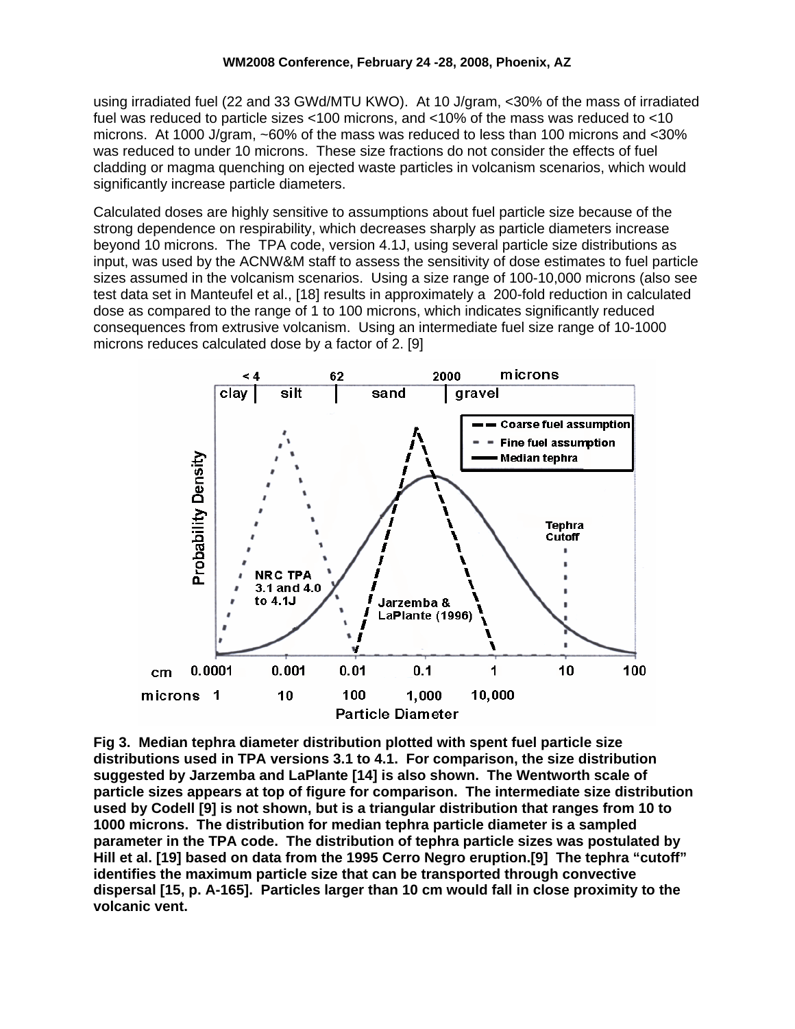using irradiated fuel (22 and 33 GWd/MTU KWO). At 10 J/gram, <30% of the mass of irradiated fuel was reduced to particle sizes <100 microns, and <10% of the mass was reduced to <10 microns. At 1000 J/gram, ~60% of the mass was reduced to less than 100 microns and <30% was reduced to under 10 microns. These size fractions do not consider the effects of fuel cladding or magma quenching on ejected waste particles in volcanism scenarios, which would significantly increase particle diameters.

Calculated doses are highly sensitive to assumptions about fuel particle size because of the strong dependence on respirability, which decreases sharply as particle diameters increase beyond 10 microns. The TPA code, version 4.1J, using several particle size distributions as input, was used by the ACNW&M staff to assess the sensitivity of dose estimates to fuel particle sizes assumed in the volcanism scenarios. Using a size range of 100-10,000 microns (also see test data set in Manteufel et al., [18] results in approximately a 200-fold reduction in calculated dose as compared to the range of 1 to 100 microns, which indicates significantly reduced consequences from extrusive volcanism. Using an intermediate fuel size range of 10-1000 microns reduces calculated dose by a factor of 2. [9]

**Fig 3. Median tephra diameter distribution plotted with spent fuel particle size distributions used in TPA versions 3.1 to 4.1. For comparison, the size distribution suggested by Jarzemba and LaPlante [14] is also shown. The Wentworth scale of particle sizes appears at top of figure for comparison. The intermediate size distribution used by Codell [9] is not shown, but is a triangular distribution that ranges from 10 to 1000 microns. The distribution for median tephra particle diameter is a sampled parameter in the TPA code. The distribution of tephra particle sizes was postulated by Hill et al. [19] based on data from the 1995 Cerro Negro eruption.[9] The tephra "cutoff" identifies the maximum particle size that can be transported through convective dispersal [15, p. A-165]. Particles larger than 10 cm would fall in close proximity to the volcanic vent.**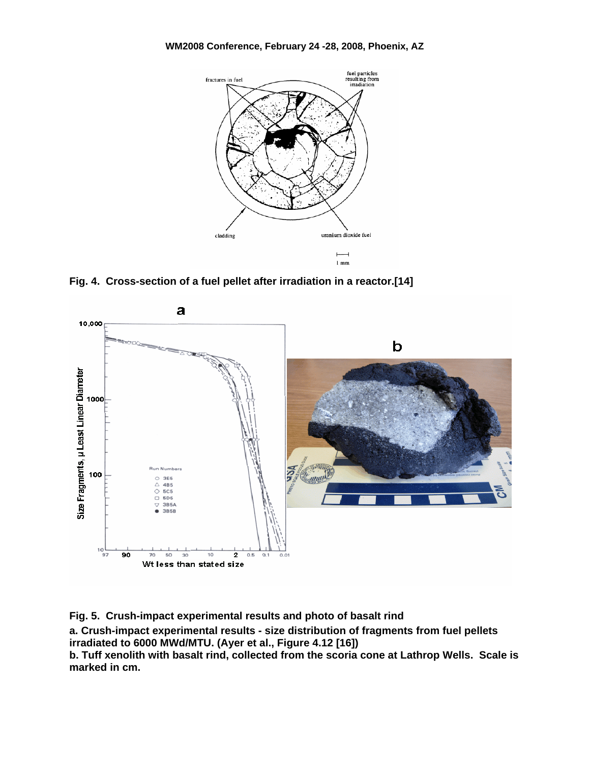**Fig. 4. Cross-section of a fuel pellet after irradiation in a reactor.[14]**

**Fig. 5. Crush-impact experimental results and photo of basalt rind**

**a. Crush-impact experimental results - size distribution of fragments from fuel pellets irradiated to 6000 MWd/MTU. (Ayer et al., Figure 4.12 [16])**

**b. Tuff xenolith with basalt rind, collected from the scoria cone at Lathrop Wells. Scale is marked in cm.**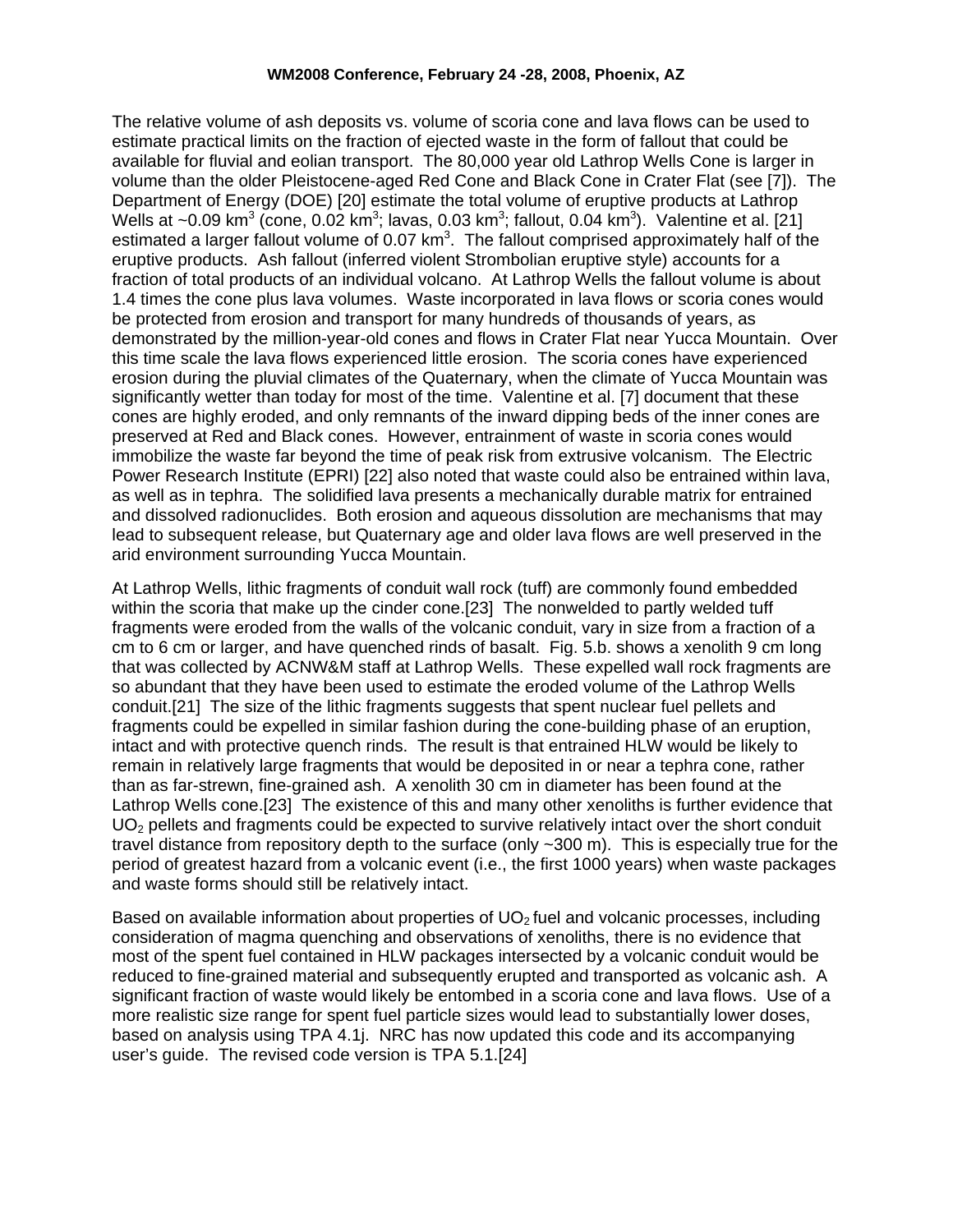The relative volume of ash deposits vs. volume of scoria cone and lava flows can be used to estimate practical limits on the fraction of ejected waste in the form of fallout that could be available for fluvial and eolian transport. The 80,000 year old Lathrop Wells Cone is larger in volume than the older Pleistocene-aged Red Cone and Black Cone in Crater Flat (see [7]). The Department of Energy (DOE) [20] estimate the total volume of eruptive products at Lathrop Wells at ~0.09 $km^3$ (cone, 0.02 $km^3$; lavas, 0.03 $km^3$; fallout, 0.04 $km^3$). Valentine et al. [21] estimated a larger fallout volume of 0.07 $km^3$. The fallout comprised approximately half of the eruptive products. Ash fallout (inferred violent Strombolian eruptive style) accounts for a fraction of total products of an individual volcano. At Lathrop Wells the fallout volume is about 1.4 times the cone plus lava volumes. Waste incorporated in lava flows or scoria cones would be protected from erosion and transport for many hundreds of thousands of years, as demonstrated by the million-year-old cones and flows in Crater Flat near Yucca Mountain. Over this time scale the lava flows experienced little erosion. The scoria cones have experienced erosion during the pluvial climates of the Quaternary, when the climate of Yucca Mountain was significantly wetter than today for most of the time. Valentine et al. [7] document that these cones are highly eroded, and only remnants of the inward dipping beds of the inner cones are preserved at Red and Black cones. However, entrainment of waste in scoria cones would immobilize the waste far beyond the time of peak risk from extrusive volcanism. The Electric Power Research Institute (EPRI) [22] also noted that waste could also be entrained within lava, as well as in tephra. The solidified lava presents a mechanically durable matrix for entrained and dissolved radionuclides. Both erosion and aqueous dissolution are mechanisms that may lead to subsequent release, but Quaternary age and older lava flows are well preserved in the arid environment surrounding Yucca Mountain.

At Lathrop Wells, lithic fragments of conduit wall rock (tuff) are commonly found embedded within the scoria that make up the cinder cone.[23] The nonwelded to partly welded tuff fragments were eroded from the walls of the volcanic conduit, vary in size from a fraction of a cm to 6 cm or larger, and have quenched rinds of basalt. Fig. 5.b. shows a xenolith 9 cm long that was collected by ACNW&M staff at Lathrop Wells. These expelled wall rock fragments are so abundant that they have been used to estimate the eroded volume of the Lathrop Wells conduit.[21] The size of the lithic fragments suggests that spent nuclear fuel pellets and fragments could be expelled in similar fashion during the cone-building phase of an eruption, intact and with protective quench rinds. The result is that entrained HLW would be likely to remain in relatively large fragments that would be deposited in or near a tephra cone, rather than as far-strewn, fine-grained ash. A xenolith 30 cm in diameter has been found at the Lathrop Wells cone.[23] The existence of this and many other xenoliths is further evidence that $UO_2$ pellets and fragments could be expected to survive relatively intact over the short conduit travel distance from repository depth to the surface (only ~300 m). This is especially true for the period of greatest hazard from a volcanic event (i.e., the first 1000 years) when waste packages and waste forms should still be relatively intact.

Based on available information about properties of $UO_2$ fuel and volcanic processes, including consideration of magma quenching and observations of xenoliths, there is no evidence that most of the spent fuel contained in HLW packages intersected by a volcanic conduit would be reduced to fine-grained material and subsequently erupted and transported as volcanic ash. A significant fraction of waste would likely be entombed in a scoria cone and lava flows. Use of a more realistic size range for spent fuel particle sizes would lead to substantially lower doses, based on analysis using TPA 4.1j. NRC has now updated this code and its accompanying user's guide. The revised code version is TPA 5.1.[24]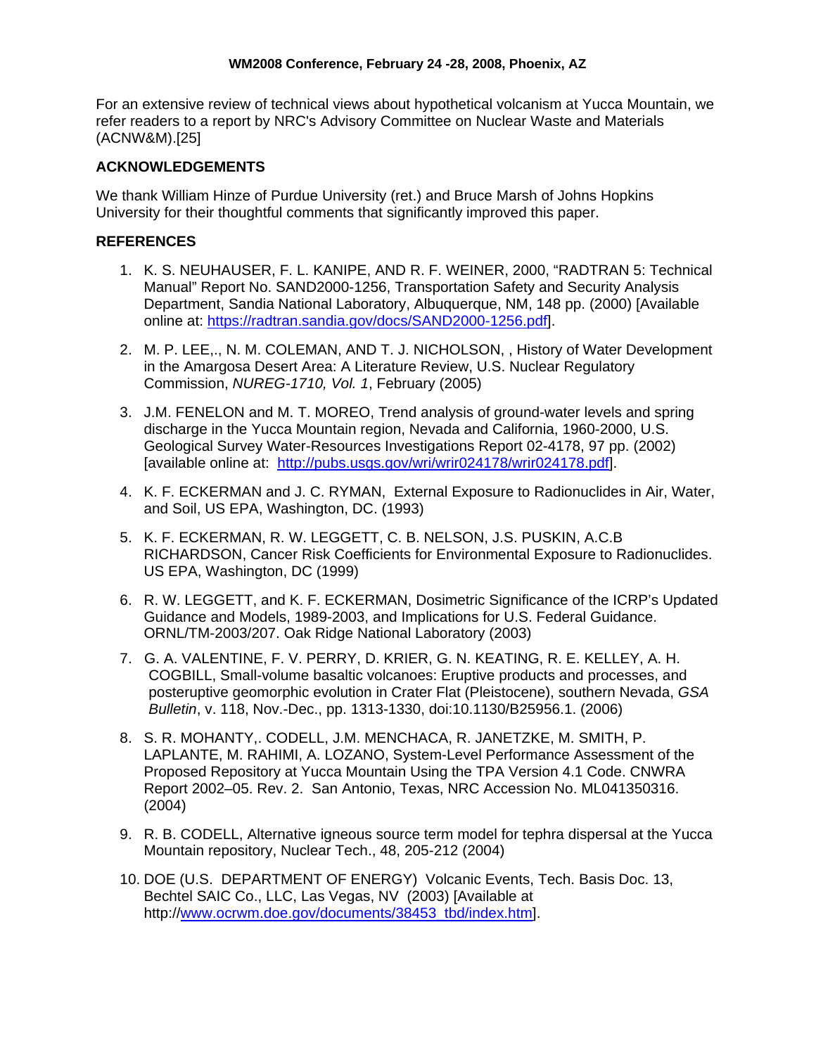For an extensive review of technical views about hypothetical volcanism at Yucca Mountain, we refer readers to a report by NRC's Advisory Committee on Nuclear Waste and Materials (ACNW&M).[25]

## ACKNOWLEDGEMENTS

We thank William Hinze of Purdue University (ret.) and Bruce Marsh of Johns Hopkins University for their thoughtful comments that significantly improved this paper.

## REFERENCES

1. K. S. NEUHAUSER, F. L. KANIPE, AND R. F. WEINER, 2000, "RADTRAN 5: Technical Manual" Report No. SAND2000-1256, Transportation Safety and Security Analysis Department, Sandia National Laboratory, Albuquerque, NM, 148 pp. (2000) [Available online at: https://radtran.sandia.gov/docs/SAND2000-1256.pdf].

2. M. P. LEE,., N. M. COLEMAN, AND T. J. NICHOLSON, , History of Water Development in the Amargosa Desert Area: A Literature Review, U.S. Nuclear Regulatory Commission, *NUREG-1710, Vol. 1*, February (2005)

3. J.M. FENELON and M. T. MOREO, Trend analysis of ground-water levels and spring discharge in the Yucca Mountain region, Nevada and California, 1960-2000, U.S. Geological Survey Water-Resources Investigations Report 02-4178, 97 pp. (2002) [available online at: http://pubs.usgs.gov/wri/wrir024178/wrir024178.pdf].

4. K. F. ECKERMAN and J. C. RYMAN, External Exposure to Radionuclides in Air, Water, and Soil, US EPA, Washington, DC. (1993)

5. K. F. ECKERMAN, R. W. LEGGETT, C. B. NELSON, J.S. PUSKIN, A.C.B RICHARDSON, Cancer Risk Coefficients for Environmental Exposure to Radionuclides. US EPA, Washington, DC (1999)

6. R. W. LEGGETT, and K. F. ECKERMAN, Dosimetric Significance of the ICRP's Updated Guidance and Models, 1989-2003, and Implications for U.S. Federal Guidance. ORNL/TM-2003/207. Oak Ridge National Laboratory (2003)

7. G. A. VALENTINE, F. V. PERRY, D. KRIER, G. N. KEATING, R. E. KELLEY, A. H. COGBILL, Small-volume basaltic volcanoes: Eruptive products and processes, and posteruptive geomorphic evolution in Crater Flat (Pleistocene), southern Nevada, *GSA Bulletin*, v. 118, Nov.-Dec., pp. 1313-1330, doi:10.1130/B25956.1. (2006)

8. S. R. MOHANTY,. CODELL, J.M. MENCHACA, R. JANETZKE, M. SMITH, P. LAPLANTE, M. RAHIMI, A. LOZANO, System-Level Performance Assessment of the Proposed Repository at Yucca Mountain Using the TPA Version 4.1 Code. CNWRA Report 2002–05. Rev. 2. San Antonio, Texas, NRC Accession No. ML041350316. (2004)

9. R. B. CODELL, Alternative igneous source term model for tephra dispersal at the Yucca Mountain repository, Nuclear Tech., 48, 205-212 (2004)

10. DOE (U.S. DEPARTMENT OF ENERGY) Volcanic Events, Tech. Basis Doc. 13, Bechtel SAIC Co., LLC, Las Vegas, NV (2003) [Available at http://www.ocrwm.doe.gov/documents/38453_tbd/index.htm].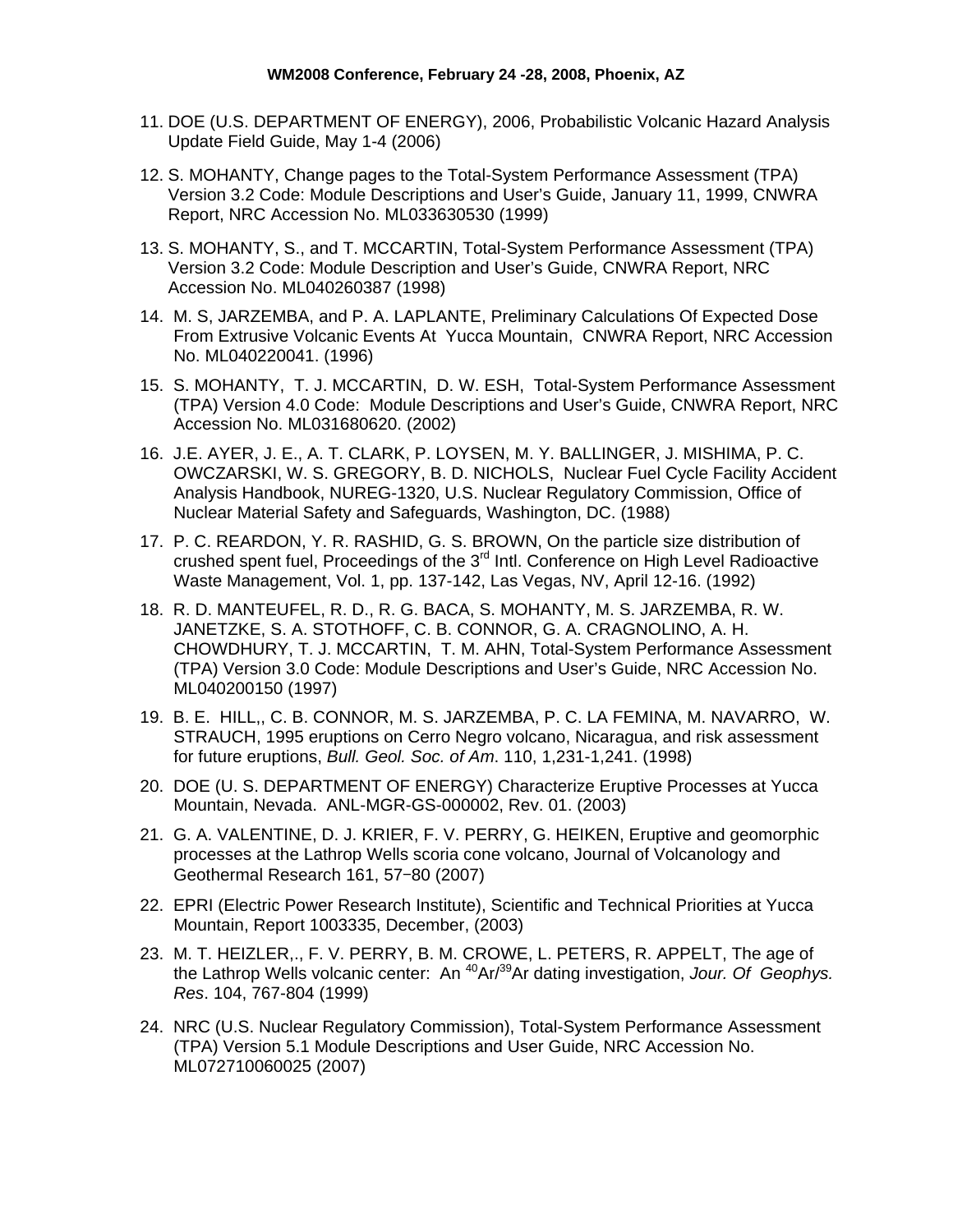11. DOE (U.S. DEPARTMENT OF ENERGY), 2006, Probabilistic Volcanic Hazard Analysis Update Field Guide, May 1-4 (2006)

12. S. MOHANTY, Change pages to the Total-System Performance Assessment (TPA) Version 3.2 Code: Module Descriptions and User's Guide, January 11, 1999, CNWRA Report, NRC Accession No. ML033630530 (1999)

13. S. MOHANTY, S., and T. MCCARTIN, Total-System Performance Assessment (TPA) Version 3.2 Code: Module Description and User's Guide, CNWRA Report, NRC Accession No. ML040260387 (1998)

14. M. S, JARZEMBA, and P. A. LAPLANTE, Preliminary Calculations Of Expected Dose From Extrusive Volcanic Events At Yucca Mountain, CNWRA Report, NRC Accession No. ML040220041. (1996)

15. S. MOHANTY, T. J. MCCARTIN, D. W. ESH, Total-System Performance Assessment (TPA) Version 4.0 Code: Module Descriptions and User's Guide, CNWRA Report, NRC Accession No. ML031680620. (2002)

16. J.E. AYER, J. E., A. T. CLARK, P. LOYSEN, M. Y. BALLINGER, J. MISHIMA, P. C. OWCZARSKI, W. S. GREGORY, B. D. NICHOLS, Nuclear Fuel Cycle Facility Accident Analysis Handbook, NUREG-1320, U.S. Nuclear Regulatory Commission, Office of Nuclear Material Safety and Safeguards, Washington, DC. (1988)

17. P. C. REARDON, Y. R. RASHID, G. S. BROWN, On the particle size distribution of crushed spent fuel, Proceedings of the 3rd Intl. Conference on High Level Radioactive Waste Management, Vol. 1, pp. 137-142, Las Vegas, NV, April 12-16. (1992)

18. R. D. MANTEUFEL, R. D., R. G. BACA, S. MOHANTY, M. S. JARZEMBA, R. W. JANETZKE, S. A. STOTHOFF, C. B. CONNOR, G. A. CRAGNOLINO, A. H. CHOWDHURY, T. J. MCCARTIN, T. M. AHN, Total-System Performance Assessment (TPA) Version 3.0 Code: Module Descriptions and User's Guide, NRC Accession No. ML040200150 (1997)

19. B. E. HILL,, C. B. CONNOR, M. S. JARZEMBA, P. C. LA FEMINA, M. NAVARRO, W. STRAUCH, 1995 eruptions on Cerro Negro volcano, Nicaragua, and risk assessment for future eruptions, *Bull. Geol. Soc. of Am*. 110, 1,231-1,241. (1998)

20. DOE (U. S. DEPARTMENT OF ENERGY) Characterize Eruptive Processes at Yucca Mountain, Nevada. ANL-MGR-GS-000002, Rev. 01. (2003)

21. G. A. VALENTINE, D. J. KRIER, F. V. PERRY, G. HEIKEN, Eruptive and geomorphic processes at the Lathrop Wells scoria cone volcano, Journal of Volcanology and Geothermal Research 161, 57−80 (2007)

22. EPRI (Electric Power Research Institute), Scientific and Technical Priorities at Yucca Mountain, Report 1003335, December, (2003)

23. M. T. HEIZLER,., F. V. PERRY, B. M. CROWE, L. PETERS, R. APPELT, The age of the Lathrop Wells volcanic center: An $^{40}Ar/^{39}Ar$ dating investigation, *Jour. Of Geophys. Res*. 104, 767-804 (1999)

24. NRC (U.S. Nuclear Regulatory Commission), Total-System Performance Assessment (TPA) Version 5.1 Module Descriptions and User Guide, NRC Accession No. ML072710060025 (2007)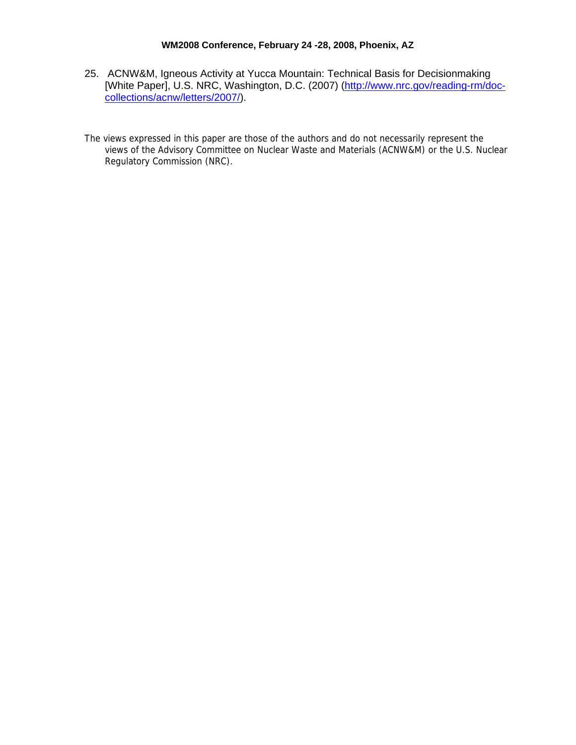25. ACNW&M, Igneous Activity at Yucca Mountain: Technical Basis for Decisionmaking [White Paper], U.S. NRC, Washington, D.C. (2007) (http://www.nrc.gov/reading-rm/doc-collections/acnw/letters/2007/).

The views expressed in this paper are those of the authors and do not necessarily represent the views of the Advisory Committee on Nuclear Waste and Materials (ACNW&M) or the U.S. Nuclear Regulatory Commission (NRC).